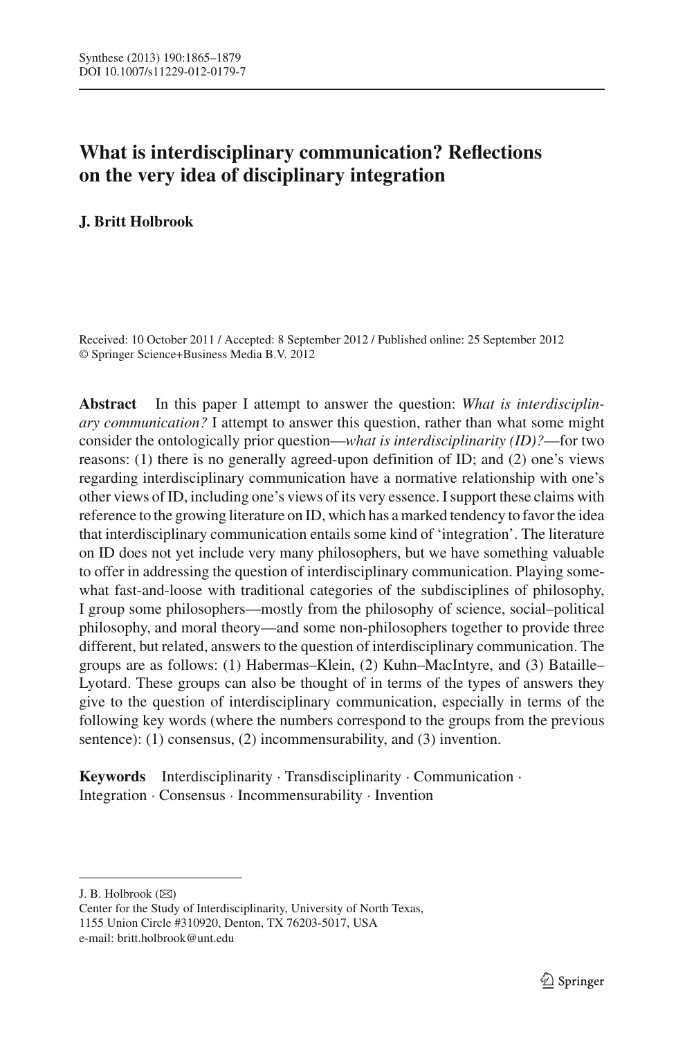# What is interdisciplinary communication? Reflections on the very idea of disciplinary integration

**J. Britt Holbrook**

Received: 10 October 2011 / Accepted: 8 September 2012 / Published online: 25 September 2012
© Springer Science+Business Media B.V. 2012

**Abstract** In this paper I attempt to answer the question: *What is interdisciplinary communication?* I attempt to answer this question, rather than what some might consider the ontologically prior question—*what is interdisciplinarity (ID)?*—for two reasons: (1) there is no generally agreed-upon definition of ID; and (2) one's views regarding interdisciplinary communication have a normative relationship with one's other views of ID, including one's views of its very essence. I support these claims with reference to the growing literature on ID, which has a marked tendency to favor the idea that interdisciplinary communication entails some kind of 'integration'. The literature on ID does not yet include very many philosophers, but we have something valuable to offer in addressing the question of interdisciplinary communication. Playing somewhat fast-and-loose with traditional categories of the subdisciplines of philosophy, I group some philosophers—mostly from the philosophy of science, social–political philosophy, and moral theory—and some non-philosophers together to provide three different, but related, answers to the question of interdisciplinary communication. The groups are as follows: (1) Habermas–Klein, (2) Kuhn–MacIntyre, and (3) Bataille–Lyotard. These groups can also be thought of in terms of the types of answers they give to the question of interdisciplinary communication, especially in terms of the following key words (where the numbers correspond to the groups from the previous sentence): (1) consensus, (2) incommensurability, and (3) invention.

**Keywords** Interdisciplinarity · Transdisciplinarity · Communication · Integration · Consensus · Incommensurability · Invention

---

J. B. Holbrook (✉)
Center for the Study of Interdisciplinarity, University of North Texas,
1155 Union Circle #310920, Denton, TX 76203-5017, USA
e-mail: britt.holbrook@unt.edu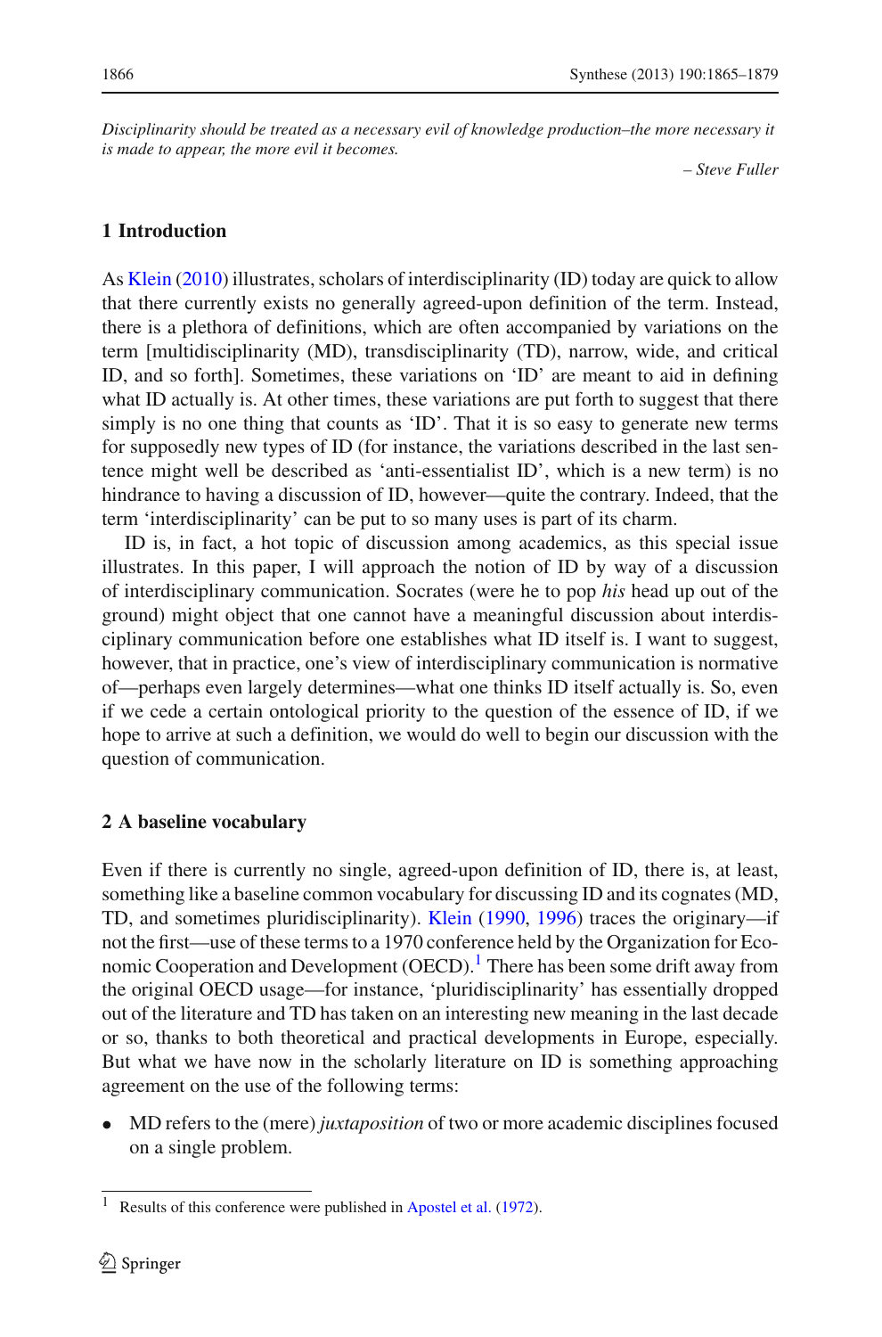*Disciplinarity should be treated as a necessary evil of knowledge production–the more necessary it is made to appear, the more evil it becomes.*

*– Steve Fuller*

## 1 Introduction

As Klein (2010) illustrates, scholars of interdisciplinarity (ID) today are quick to allow that there currently exists no generally agreed-upon definition of the term. Instead, there is a plethora of definitions, which are often accompanied by variations on the term [multidisciplinarity (MD), transdisciplinarity (TD), narrow, wide, and critical ID, and so forth]. Sometimes, these variations on 'ID' are meant to aid in defining what ID actually is. At other times, these variations are put forth to suggest that there simply is no one thing that counts as 'ID'. That it is so easy to generate new terms for supposedly new types of ID (for instance, the variations described in the last sentence might well be described as 'anti-essentialist ID', which is a new term) is no hindrance to having a discussion of ID, however—quite the contrary. Indeed, that the term 'interdisciplinarity' can be put to so many uses is part of its charm.

ID is, in fact, a hot topic of discussion among academics, as this special issue illustrates. In this paper, I will approach the notion of ID by way of a discussion of interdisciplinary communication. Socrates (were he to pop *his* head up out of the ground) might object that one cannot have a meaningful discussion about interdisciplinary communication before one establishes what ID itself is. I want to suggest, however, that in practice, one's view of interdisciplinary communication is normative of—perhaps even largely determines—what one thinks ID itself actually is. So, even if we cede a certain ontological priority to the question of the essence of ID, if we hope to arrive at such a definition, we would do well to begin our discussion with the question of communication.

## 2 A baseline vocabulary

Even if there is currently no single, agreed-upon definition of ID, there is, at least, something like a baseline common vocabulary for discussing ID and its cognates (MD, TD, and sometimes pluridisciplinarity). Klein (1990, 1996) traces the originary—if not the first—use of these terms to a 1970 conference held by the Organization for Economic Cooperation and Development (OECD).[1] There has been some drift away from the original OECD usage—for instance, 'pluridisciplinarity' has essentially dropped out of the literature and TD has taken on an interesting new meaning in the last decade or so, thanks to both theoretical and practical developments in Europe, especially. But what we have now in the scholarly literature on ID is something approaching agreement on the use of the following terms:

- MD refers to the (mere) *juxtaposition* of two or more academic disciplines focused on a single problem.

[1] Results of this conference were published in Apostel et al. (1972).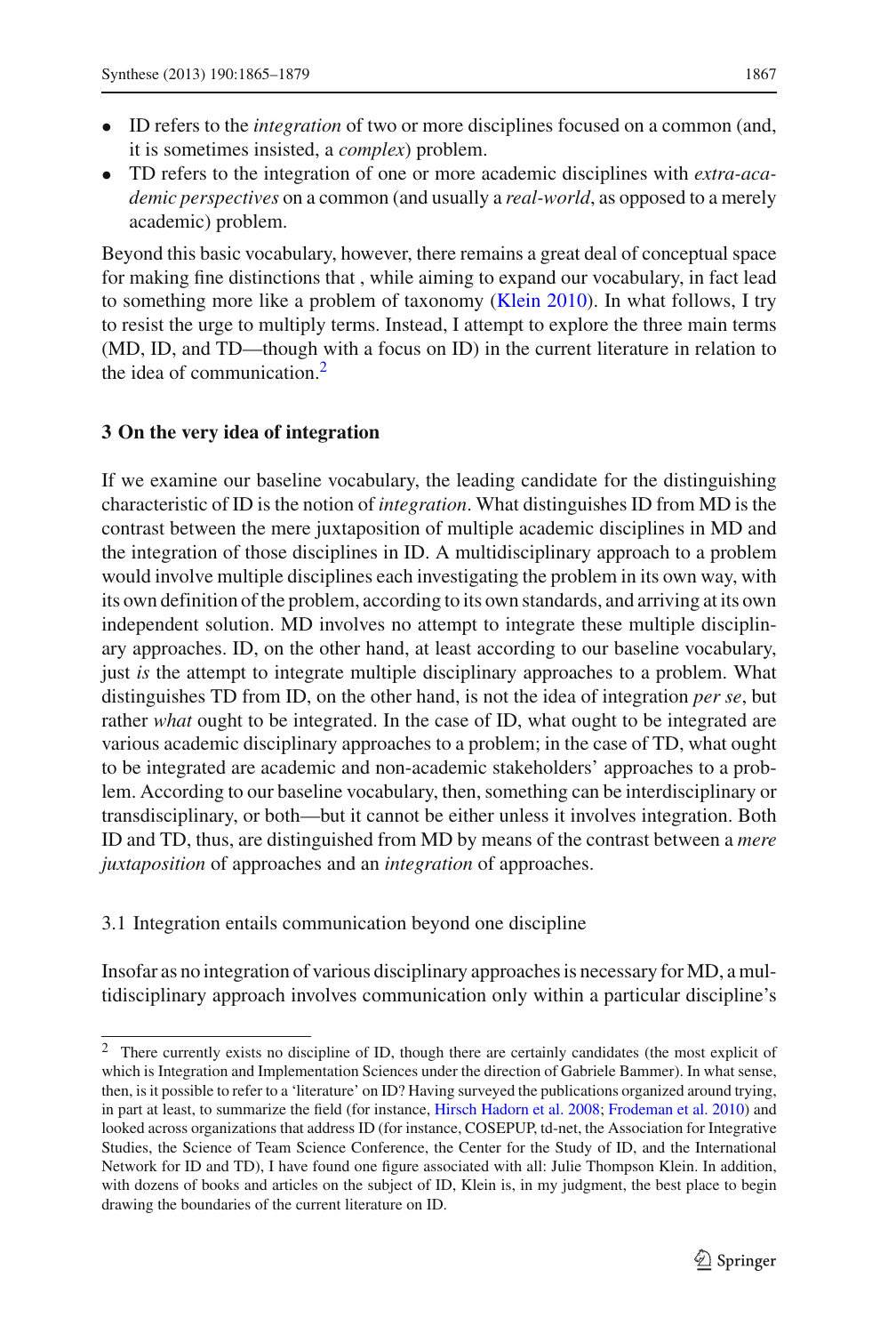- ID refers to the *integration* of two or more disciplines focused on a common (and, it is sometimes insisted, a *complex*) problem.
- TD refers to the integration of one or more academic disciplines with *extra-academic perspectives* on a common (and usually a *real-world*, as opposed to a merely academic) problem.

Beyond this basic vocabulary, however, there remains a great deal of conceptual space for making fine distinctions that , while aiming to expand our vocabulary, in fact lead to something more like a problem of taxonomy (Klein 2010). In what follows, I try to resist the urge to multiply terms. Instead, I attempt to explore the three main terms (MD, ID, and TD—though with a focus on ID) in the current literature in relation to the idea of communication.[2]

## 3 On the very idea of integration

If we examine our baseline vocabulary, the leading candidate for the distinguishing characteristic of ID is the notion of *integration*. What distinguishes ID from MD is the contrast between the mere juxtaposition of multiple academic disciplines in MD and the integration of those disciplines in ID. A multidisciplinary approach to a problem would involve multiple disciplines each investigating the problem in its own way, with its own definition of the problem, according to its own standards, and arriving at its own independent solution. MD involves no attempt to integrate these multiple disciplinary approaches. ID, on the other hand, at least according to our baseline vocabulary, just *is* the attempt to integrate multiple disciplinary approaches to a problem. What distinguishes TD from ID, on the other hand, is not the idea of integration *per se*, but rather *what* ought to be integrated. In the case of ID, what ought to be integrated are various academic disciplinary approaches to a problem; in the case of TD, what ought to be integrated are academic and non-academic stakeholders' approaches to a problem. According to our baseline vocabulary, then, something can be interdisciplinary or transdisciplinary, or both—but it cannot be either unless it involves integration. Both ID and TD, thus, are distinguished from MD by means of the contrast between a *mere juxtaposition* of approaches and an *integration* of approaches.

### 3.1 Integration entails communication beyond one discipline

Insofar as no integration of various disciplinary approaches is necessary for MD, a multidisciplinary approach involves communication only within a particular discipline's

---

[2] There currently exists no discipline of ID, though there are certainly candidates (the most explicit of which is Integration and Implementation Sciences under the direction of Gabriele Bammer). In what sense, then, is it possible to refer to a 'literature' on ID? Having surveyed the publications organized around trying, in part at least, to summarize the field (for instance, Hirsch Hadorn et al. 2008; Frodeman et al. 2010) and looked across organizations that address ID (for instance, COSEPUP, td-net, the Association for Integrative Studies, the Science of Team Science Conference, the Center for the Study of ID, and the International Network for ID and TD), I have found one figure associated with all: Julie Thompson Klein. In addition, with dozens of books and articles on the subject of ID, Klein is, in my judgment, the best place to begin drawing the boundaries of the current literature on ID.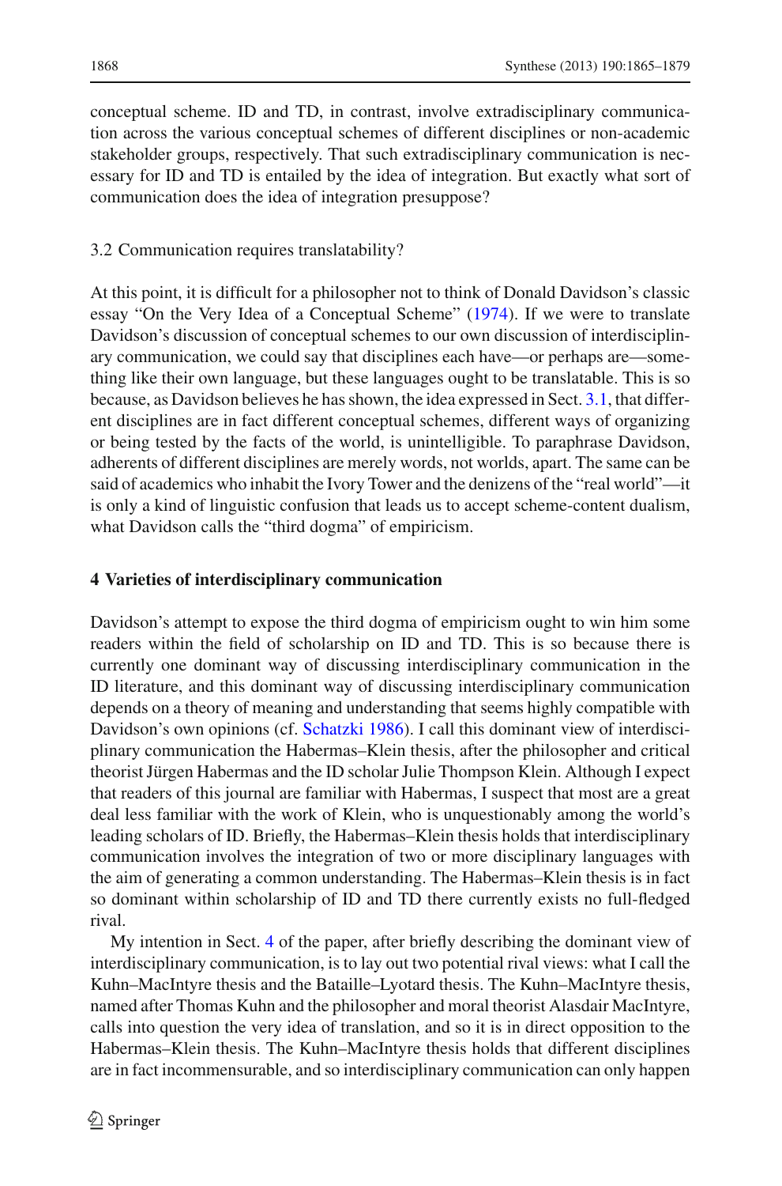conceptual scheme. ID and TD, in contrast, involve extradisciplinary communication across the various conceptual schemes of different disciplines or non-academic stakeholder groups, respectively. That such extradisciplinary communication is necessary for ID and TD is entailed by the idea of integration. But exactly what sort of communication does the idea of integration presuppose?

### 3.2 Communication requires translatability?

At this point, it is difficult for a philosopher not to think of Donald Davidson's classic essay "On the Very Idea of a Conceptual Scheme" (1974). If we were to translate Davidson's discussion of conceptual schemes to our own discussion of interdisciplinary communication, we could say that disciplines each have—or perhaps are—something like their own language, but these languages ought to be translatable. This is so because, as Davidson believes he has shown, the idea expressed in Sect. 3.1, that different disciplines are in fact different conceptual schemes, different ways of organizing or being tested by the facts of the world, is unintelligible. To paraphrase Davidson, adherents of different disciplines are merely words, not worlds, apart. The same can be said of academics who inhabit the Ivory Tower and the denizens of the "real world"—it is only a kind of linguistic confusion that leads us to accept scheme-content dualism, what Davidson calls the "third dogma" of empiricism.

## 4 Varieties of interdisciplinary communication

Davidson's attempt to expose the third dogma of empiricism ought to win him some readers within the field of scholarship on ID and TD. This is so because there is currently one dominant way of discussing interdisciplinary communication in the ID literature, and this dominant way of discussing interdisciplinary communication depends on a theory of meaning and understanding that seems highly compatible with Davidson's own opinions (cf. Schatzki 1986). I call this dominant view of interdisciplinary communication the Habermas–Klein thesis, after the philosopher and critical theorist Jürgen Habermas and the ID scholar Julie Thompson Klein. Although I expect that readers of this journal are familiar with Habermas, I suspect that most are a great deal less familiar with the work of Klein, who is unquestionably among the world's leading scholars of ID. Briefly, the Habermas–Klein thesis holds that interdisciplinary communication involves the integration of two or more disciplinary languages with the aim of generating a common understanding. The Habermas–Klein thesis is in fact so dominant within scholarship of ID and TD there currently exists no full-fledged rival.

My intention in Sect. 4 of the paper, after briefly describing the dominant view of interdisciplinary communication, is to lay out two potential rival views: what I call the Kuhn–MacIntyre thesis and the Bataille–Lyotard thesis. The Kuhn–MacIntyre thesis, named after Thomas Kuhn and the philosopher and moral theorist Alasdair MacIntyre, calls into question the very idea of translation, and so it is in direct opposition to the Habermas–Klein thesis. The Kuhn–MacIntyre thesis holds that different disciplines are in fact incommensurable, and so interdisciplinary communication can only happen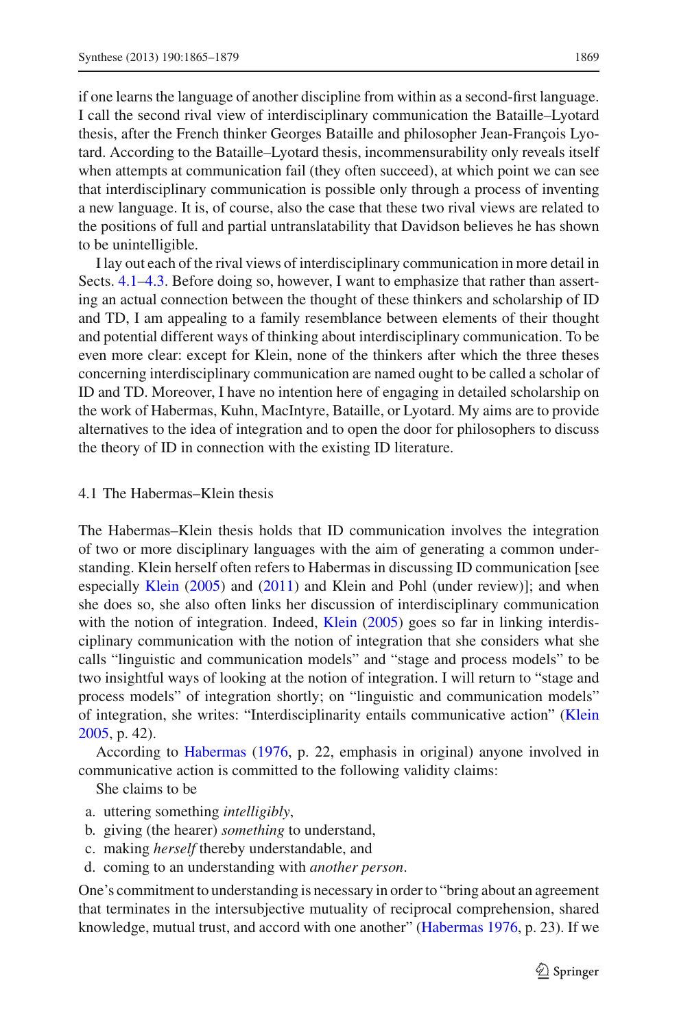if one learns the language of another discipline from within as a second-first language. I call the second rival view of interdisciplinary communication the Bataille–Lyotard thesis, after the French thinker Georges Bataille and philosopher Jean-François Lyotard. According to the Bataille–Lyotard thesis, incommensurability only reveals itself when attempts at communication fail (they often succeed), at which point we can see that interdisciplinary communication is possible only through a process of inventing a new language. It is, of course, also the case that these two rival views are related to the positions of full and partial untranslatability that Davidson believes he has shown to be unintelligible.

I lay out each of the rival views of interdisciplinary communication in more detail in Sects. 4.1–4.3. Before doing so, however, I want to emphasize that rather than asserting an actual connection between the thought of these thinkers and scholarship of ID and TD, I am appealing to a family resemblance between elements of their thought and potential different ways of thinking about interdisciplinary communication. To be even more clear: except for Klein, none of the thinkers after which the three theses concerning interdisciplinary communication are named ought to be called a scholar of ID and TD. Moreover, I have no intention here of engaging in detailed scholarship on the work of Habermas, Kuhn, MacIntyre, Bataille, or Lyotard. My aims are to provide alternatives to the idea of integration and to open the door for philosophers to discuss the theory of ID in connection with the existing ID literature.

### 4.1 The Habermas–Klein thesis

The Habermas–Klein thesis holds that ID communication involves the integration of two or more disciplinary languages with the aim of generating a common understanding. Klein herself often refers to Habermas in discussing ID communication [see especially Klein (2005) and (2011) and Klein and Pohl (under review)]; and when she does so, she also often links her discussion of interdisciplinary communication with the notion of integration. Indeed, Klein (2005) goes so far in linking interdisciplinary communication with the notion of integration that she considers what she calls "linguistic and communication models" and "stage and process models" to be two insightful ways of looking at the notion of integration. I will return to "stage and process models" of integration shortly; on "linguistic and communication models" of integration, she writes: "Interdisciplinarity entails communicative action" (Klein 2005, p. 42).

According to Habermas (1976, p. 22, emphasis in original) anyone involved in communicative action is committed to the following validity claims:

She claims to be

a. uttering something *intelligibly*,
b. giving (the hearer) *something* to understand,
c. making *herself* thereby understandable, and
d. coming to an understanding with *another person*.

One's commitment to understanding is necessary in order to "bring about an agreement that terminates in the intersubjective mutuality of reciprocal comprehension, shared knowledge, mutual trust, and accord with one another" (Habermas 1976, p. 23). If we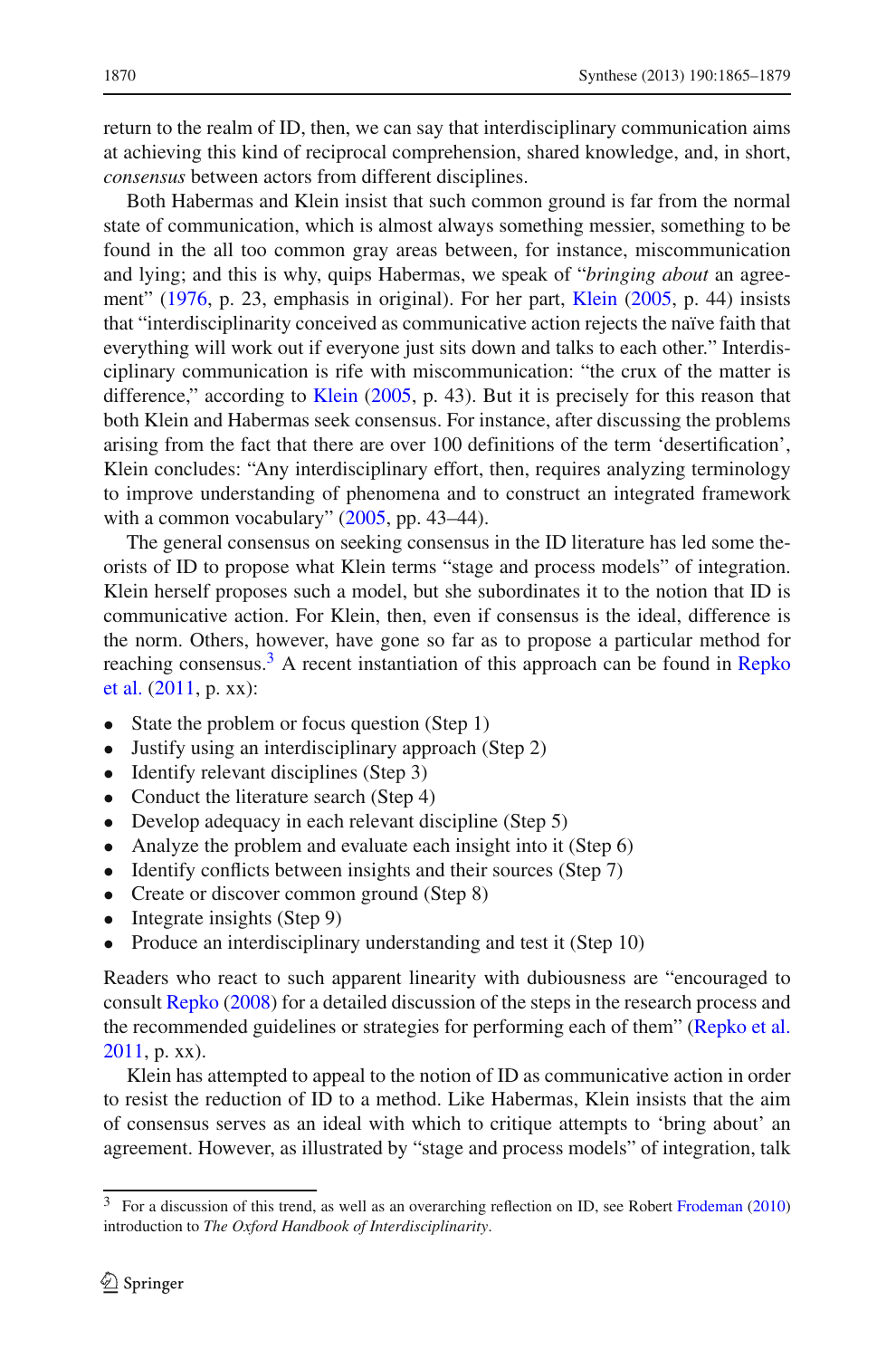return to the realm of ID, then, we can say that interdisciplinary communication aims at achieving this kind of reciprocal comprehension, shared knowledge, and, in short, *consensus* between actors from different disciplines.

Both Habermas and Klein insist that such common ground is far from the normal state of communication, which is almost always something messier, something to be found in the all too common gray areas between, for instance, miscommunication and lying; and this is why, quips Habermas, we speak of "*bringing about* an agreement" (1976, p. 23, emphasis in original). For her part, Klein (2005, p. 44) insists that "interdisciplinarity conceived as communicative action rejects the naïve faith that everything will work out if everyone just sits down and talks to each other." Interdisciplinary communication is rife with miscommunication: "the crux of the matter is difference," according to Klein (2005, p. 43). But it is precisely for this reason that both Klein and Habermas seek consensus. For instance, after discussing the problems arising from the fact that there are over 100 definitions of the term 'desertification', Klein concludes: "Any interdisciplinary effort, then, requires analyzing terminology to improve understanding of phenomena and to construct an integrated framework with a common vocabulary" (2005, pp. 43–44).

The general consensus on seeking consensus in the ID literature has led some theorists of ID to propose what Klein terms "stage and process models" of integration. Klein herself proposes such a model, but she subordinates it to the notion that ID is communicative action. For Klein, then, even if consensus is the ideal, difference is the norm. Others, however, have gone so far as to propose a particular method for reaching consensus.[3] A recent instantiation of this approach can be found in Repko et al. (2011, p. xx):

- State the problem or focus question (Step 1)
- Justify using an interdisciplinary approach (Step 2)
- Identify relevant disciplines (Step 3)
- Conduct the literature search (Step 4)
- Develop adequacy in each relevant discipline (Step 5)
- Analyze the problem and evaluate each insight into it (Step 6)
- Identify conflicts between insights and their sources (Step 7)
- Create or discover common ground (Step 8)
- Integrate insights (Step 9)
- Produce an interdisciplinary understanding and test it (Step 10)

Readers who react to such apparent linearity with dubiousness are "encouraged to consult Repko (2008) for a detailed discussion of the steps in the research process and the recommended guidelines or strategies for performing each of them" (Repko et al. 2011, p. xx).

Klein has attempted to appeal to the notion of ID as communicative action in order to resist the reduction of ID to a method. Like Habermas, Klein insists that the aim of consensus serves as an ideal with which to critique attempts to 'bring about' an agreement. However, as illustrated by "stage and process models" of integration, talk

[3] For a discussion of this trend, as well as an overarching reflection on ID, see Robert Frodeman (2010) introduction to *The Oxford Handbook of Interdisciplinarity*.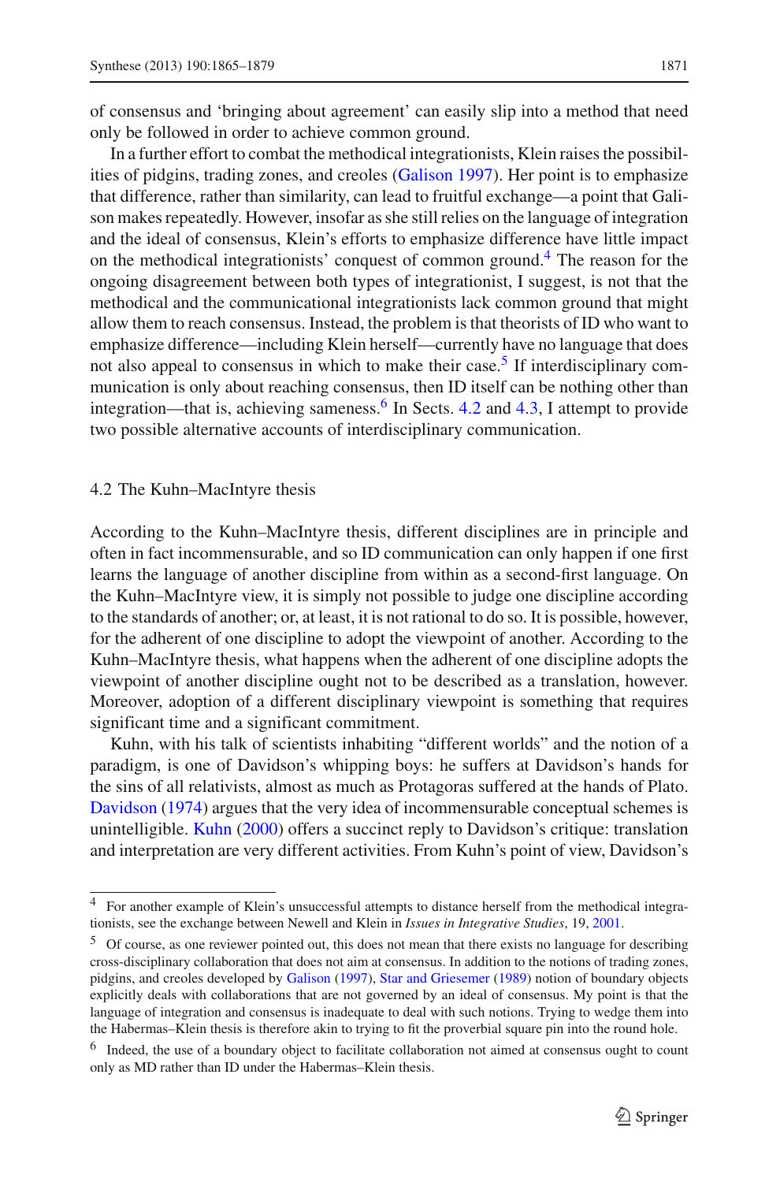of consensus and 'bringing about agreement' can easily slip into a method that need only be followed in order to achieve common ground.

In a further effort to combat the methodical integrationists, Klein raises the possibilities of pidgins, trading zones, and creoles (Galison 1997). Her point is to emphasize that difference, rather than similarity, can lead to fruitful exchange—a point that Galison makes repeatedly. However, insofar as she still relies on the language of integration and the ideal of consensus, Klein's efforts to emphasize difference have little impact on the methodical integrationists' conquest of common ground.[4] The reason for the ongoing disagreement between both types of integrationist, I suggest, is not that the methodical and the communicational integrationists lack common ground that might allow them to reach consensus. Instead, the problem is that theorists of ID who want to emphasize difference—including Klein herself—currently have no language that does not also appeal to consensus in which to make their case.[5] If interdisciplinary communication is only about reaching consensus, then ID itself can be nothing other than integration—that is, achieving sameness.[6] In Sects. 4.2 and 4.3, I attempt to provide two possible alternative accounts of interdisciplinary communication.

### 4.2 The Kuhn–MacIntyre thesis

According to the Kuhn–MacIntyre thesis, different disciplines are in principle and often in fact incommensurable, and so ID communication can only happen if one first learns the language of another discipline from within as a second-first language. On the Kuhn–MacIntyre view, it is simply not possible to judge one discipline according to the standards of another; or, at least, it is not rational to do so. It is possible, however, for the adherent of one discipline to adopt the viewpoint of another. According to the Kuhn–MacIntyre thesis, what happens when the adherent of one discipline adopts the viewpoint of another discipline ought not to be described as a translation, however. Moreover, adoption of a different disciplinary viewpoint is something that requires significant time and a significant commitment.

Kuhn, with his talk of scientists inhabiting "different worlds" and the notion of a paradigm, is one of Davidson's whipping boys: he suffers at Davidson's hands for the sins of all relativists, almost as much as Protagoras suffered at the hands of Plato. Davidson (1974) argues that the very idea of incommensurable conceptual schemes is unintelligible. Kuhn (2000) offers a succinct reply to Davidson's critique: translation and interpretation are very different activities. From Kuhn's point of view, Davidson's

---

[4] For another example of Klein's unsuccessful attempts to distance herself from the methodical integrationists, see the exchange between Newell and Klein in *Issues in Integrative Studies*, 19, 2001.

[5] Of course, as one reviewer pointed out, this does not mean that there exists no language for describing cross-disciplinary collaboration that does not aim at consensus. In addition to the notions of trading zones, pidgins, and creoles developed by Galison (1997), Star and Griesemer (1989) notion of boundary objects explicitly deals with collaborations that are not governed by an ideal of consensus. My point is that the language of integration and consensus is inadequate to deal with such notions. Trying to wedge them into the Habermas–Klein thesis is therefore akin to trying to fit the proverbial square pin into the round hole.

[6] Indeed, the use of a boundary object to facilitate collaboration not aimed at consensus ought to count only as MD rather than ID under the Habermas–Klein thesis.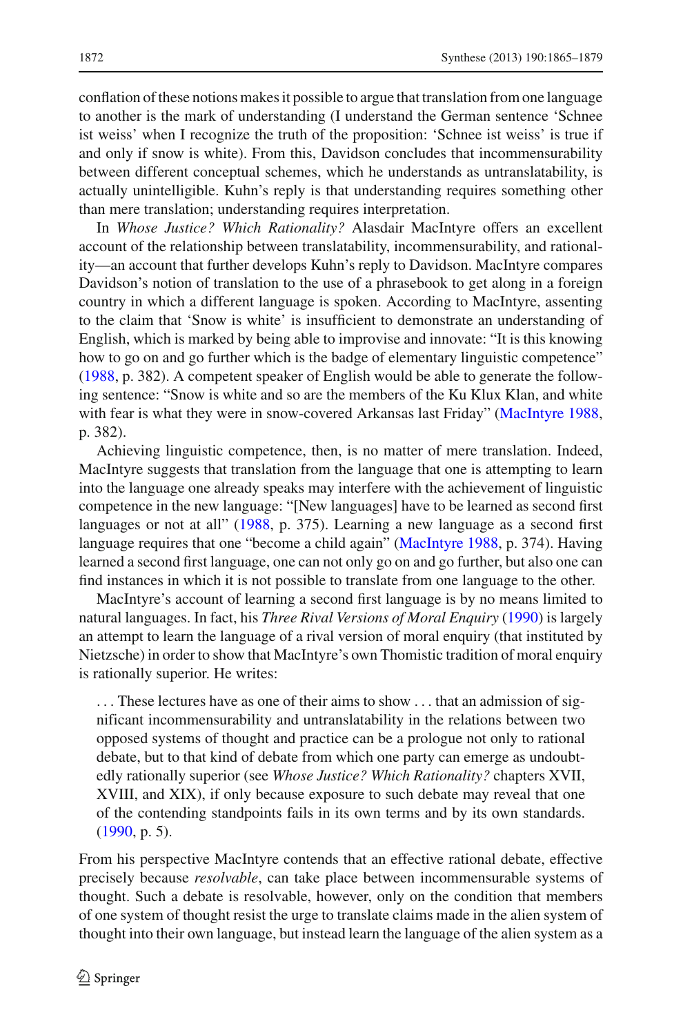conflation of these notions makes it possible to argue that translation from one language to another is the mark of understanding (I understand the German sentence 'Schnee ist weiss' when I recognize the truth of the proposition: 'Schnee ist weiss' is true if and only if snow is white). From this, Davidson concludes that incommensurability between different conceptual schemes, which he understands as untranslatability, is actually unintelligible. Kuhn's reply is that understanding requires something other than mere translation; understanding requires interpretation.

In *Whose Justice? Which Rationality?* Alasdair MacIntyre offers an excellent account of the relationship between translatability, incommensurability, and rationality—an account that further develops Kuhn's reply to Davidson. MacIntyre compares Davidson's notion of translation to the use of a phrasebook to get along in a foreign country in which a different language is spoken. According to MacIntyre, assenting to the claim that 'Snow is white' is insufficient to demonstrate an understanding of English, which is marked by being able to improvise and innovate: "It is this knowing how to go on and go further which is the badge of elementary linguistic competence" (1988, p. 382). A competent speaker of English would be able to generate the following sentence: "Snow is white and so are the members of the Ku Klux Klan, and white with fear is what they were in snow-covered Arkansas last Friday" (MacIntyre 1988, p. 382).

Achieving linguistic competence, then, is no matter of mere translation. Indeed, MacIntyre suggests that translation from the language that one is attempting to learn into the language one already speaks may interfere with the achievement of linguistic competence in the new language: "[New languages] have to be learned as second first languages or not at all" (1988, p. 375). Learning a new language as a second first language requires that one "become a child again" (MacIntyre 1988, p. 374). Having learned a second first language, one can not only go on and go further, but also one can find instances in which it is not possible to translate from one language to the other.

MacIntyre's account of learning a second first language is by no means limited to natural languages. In fact, his *Three Rival Versions of Moral Enquiry* (1990) is largely an attempt to learn the language of a rival version of moral enquiry (that instituted by Nietzsche) in order to show that MacIntyre's own Thomistic tradition of moral enquiry is rationally superior. He writes:

> . . . These lectures have as one of their aims to show . . . that an admission of significant incommensurability and untranslatability in the relations between two opposed systems of thought and practice can be a prologue not only to rational debate, but to that kind of debate from which one party can emerge as undoubtedly rationally superior (see *Whose Justice? Which Rationality?* chapters XVII, XVIII, and XIX), if only because exposure to such debate may reveal that one of the contending standpoints fails in its own terms and by its own standards. (1990, p. 5).

From his perspective MacIntyre contends that an effective rational debate, effective precisely because *resolvable*, can take place between incommensurable systems of thought. Such a debate is resolvable, however, only on the condition that members of one system of thought resist the urge to translate claims made in the alien system of thought into their own language, but instead learn the language of the alien system as a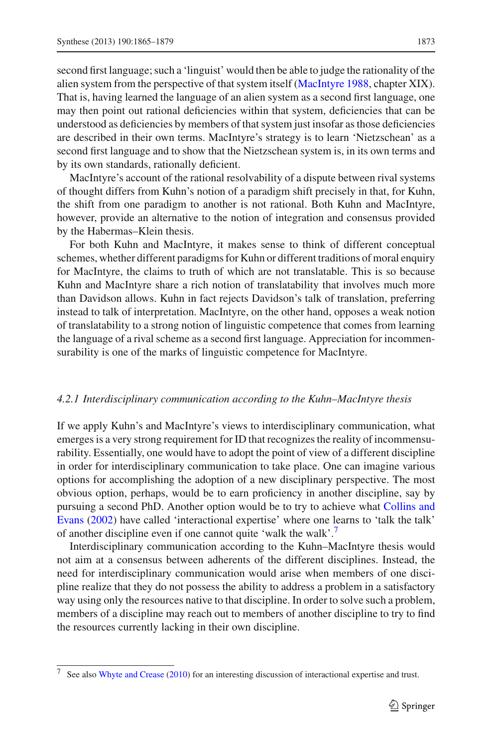second first language; such a 'linguist' would then be able to judge the rationality of the alien system from the perspective of that system itself (MacIntyre 1988, chapter XIX). That is, having learned the language of an alien system as a second first language, one may then point out rational deficiencies within that system, deficiencies that can be understood as deficiencies by members of that system just insofar as those deficiencies are described in their own terms. MacIntyre's strategy is to learn 'Nietzschean' as a second first language and to show that the Nietzschean system is, in its own terms and by its own standards, rationally deficient.

MacIntyre's account of the rational resolvability of a dispute between rival systems of thought differs from Kuhn's notion of a paradigm shift precisely in that, for Kuhn, the shift from one paradigm to another is not rational. Both Kuhn and MacIntyre, however, provide an alternative to the notion of integration and consensus provided by the Habermas–Klein thesis.

For both Kuhn and MacIntyre, it makes sense to think of different conceptual schemes, whether different paradigms for Kuhn or different traditions of moral enquiry for MacIntyre, the claims to truth of which are not translatable. This is so because Kuhn and MacIntyre share a rich notion of translatability that involves much more than Davidson allows. Kuhn in fact rejects Davidson's talk of translation, preferring instead to talk of interpretation. MacIntyre, on the other hand, opposes a weak notion of translatability to a strong notion of linguistic competence that comes from learning the language of a rival scheme as a second first language. Appreciation for incommensurability is one of the marks of linguistic competence for MacIntyre.

#### *4.2.1 Interdisciplinary communication according to the Kuhn–MacIntyre thesis*

If we apply Kuhn's and MacIntyre's views to interdisciplinary communication, what emerges is a very strong requirement for ID that recognizes the reality of incommensurability. Essentially, one would have to adopt the point of view of a different discipline in order for interdisciplinary communication to take place. One can imagine various options for accomplishing the adoption of a new disciplinary perspective. The most obvious option, perhaps, would be to earn proficiency in another discipline, say by pursuing a second PhD. Another option would be to try to achieve what Collins and Evans (2002) have called 'interactional expertise' where one learns to 'talk the talk' of another discipline even if one cannot quite 'walk the walk'.[7]

Interdisciplinary communication according to the Kuhn–MacIntyre thesis would not aim at a consensus between adherents of the different disciplines. Instead, the need for interdisciplinary communication would arise when members of one discipline realize that they do not possess the ability to address a problem in a satisfactory way using only the resources native to that discipline. In order to solve such a problem, members of a discipline may reach out to members of another discipline to try to find the resources currently lacking in their own discipline.

---

[7] See also Whyte and Crease (2010) for an interesting discussion of interactional expertise and trust.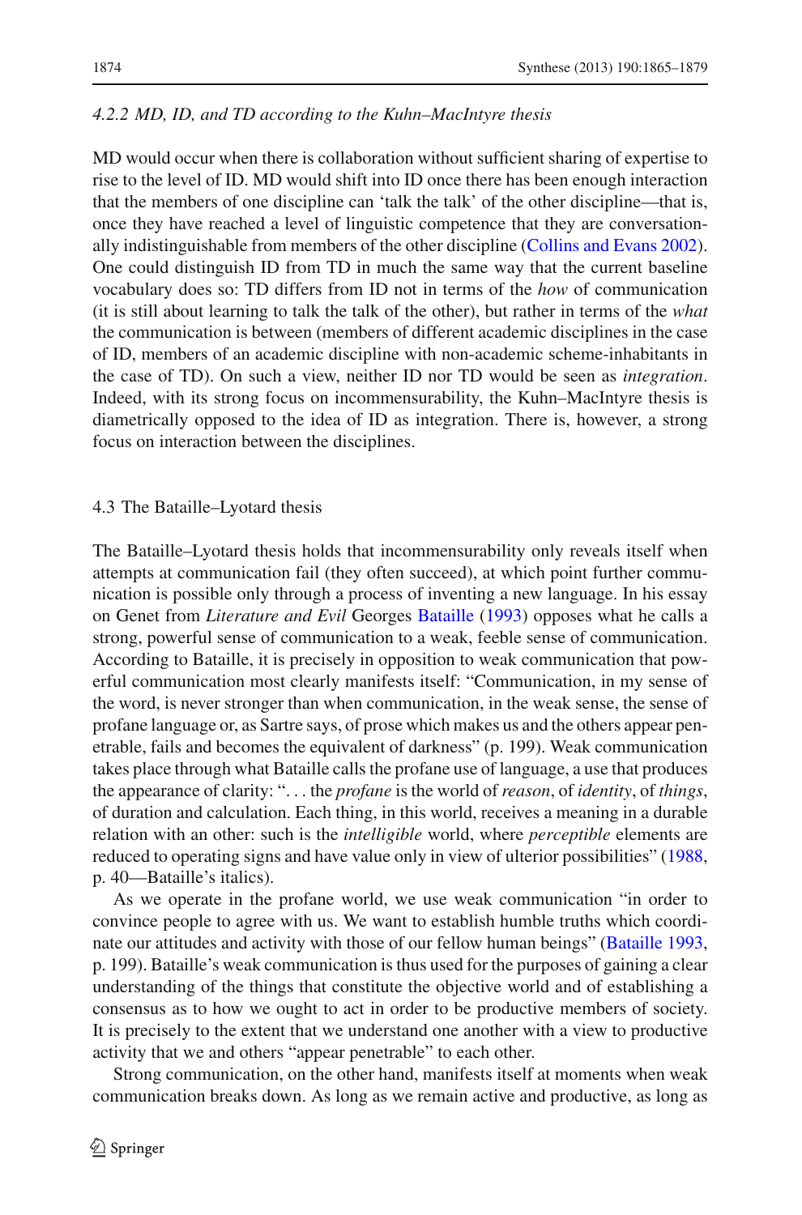#### 4.2.2 MD, ID, and TD according to the Kuhn–MacIntyre thesis

MD would occur when there is collaboration without sufficient sharing of expertise to rise to the level of ID. MD would shift into ID once there has been enough interaction that the members of one discipline can 'talk the talk' of the other discipline—that is, once they have reached a level of linguistic competence that they are conversationally indistinguishable from members of the other discipline (Collins and Evans 2002). One could distinguish ID from TD in much the same way that the current baseline vocabulary does so: TD differs from ID not in terms of the *how* of communication (it is still about learning to talk the talk of the other), but rather in terms of the *what* the communication is between (members of different academic disciplines in the case of ID, members of an academic discipline with non-academic scheme-inhabitants in the case of TD). On such a view, neither ID nor TD would be seen as *integration*. Indeed, with its strong focus on incommensurability, the Kuhn–MacIntyre thesis is diametrically opposed to the idea of ID as integration. There is, however, a strong focus on interaction between the disciplines.

### 4.3 The Bataille–Lyotard thesis

The Bataille–Lyotard thesis holds that incommensurability only reveals itself when attempts at communication fail (they often succeed), at which point further communication is possible only through a process of inventing a new language. In his essay on Genet from *Literature and Evil* Georges Bataille (1993) opposes what he calls a strong, powerful sense of communication to a weak, feeble sense of communication. According to Bataille, it is precisely in opposition to weak communication that powerful communication most clearly manifests itself: "Communication, in my sense of the word, is never stronger than when communication, in the weak sense, the sense of profane language or, as Sartre says, of prose which makes us and the others appear penetrable, fails and becomes the equivalent of darkness" (p. 199). Weak communication takes place through what Bataille calls the profane use of language, a use that produces the appearance of clarity: ". . . the *profane* is the world of *reason*, of *identity*, of *things*, of duration and calculation. Each thing, in this world, receives a meaning in a durable relation with an other: such is the *intelligible* world, where *perceptible* elements are reduced to operating signs and have value only in view of ulterior possibilities" (1988, p. 40—Bataille's italics).

As we operate in the profane world, we use weak communication "in order to convince people to agree with us. We want to establish humble truths which coordinate our attitudes and activity with those of our fellow human beings" (Bataille 1993, p. 199). Bataille's weak communication is thus used for the purposes of gaining a clear understanding of the things that constitute the objective world and of establishing a consensus as to how we ought to act in order to be productive members of society. It is precisely to the extent that we understand one another with a view to productive activity that we and others "appear penetrable" to each other.

Strong communication, on the other hand, manifests itself at moments when weak communication breaks down. As long as we remain active and productive, as long as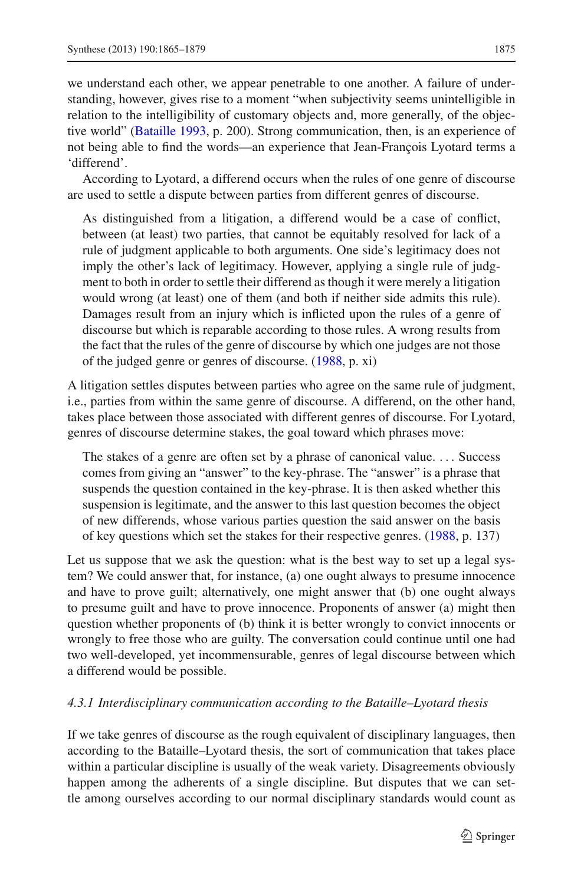we understand each other, we appear penetrable to one another. A failure of understanding, however, gives rise to a moment "when subjectivity seems unintelligible in relation to the intelligibility of customary objects and, more generally, of the objective world" (Bataille 1993, p. 200). Strong communication, then, is an experience of not being able to find the words—an experience that Jean-François Lyotard terms a 'differend'.

According to Lyotard, a differend occurs when the rules of one genre of discourse are used to settle a dispute between parties from different genres of discourse.

> As distinguished from a litigation, a differend would be a case of conflict, between (at least) two parties, that cannot be equitably resolved for lack of a rule of judgment applicable to both arguments. One side's legitimacy does not imply the other's lack of legitimacy. However, applying a single rule of judgment to both in order to settle their differend as though it were merely a litigation would wrong (at least) one of them (and both if neither side admits this rule). Damages result from an injury which is inflicted upon the rules of a genre of discourse but which is reparable according to those rules. A wrong results from the fact that the rules of the genre of discourse by which one judges are not those of the judged genre or genres of discourse. (1988, p. xi)

A litigation settles disputes between parties who agree on the same rule of judgment, i.e., parties from within the same genre of discourse. A differend, on the other hand, takes place between those associated with different genres of discourse. For Lyotard, genres of discourse determine stakes, the goal toward which phrases move:

> The stakes of a genre are often set by a phrase of canonical value. . . . Success comes from giving an "answer" to the key-phrase. The "answer" is a phrase that suspends the question contained in the key-phrase. It is then asked whether this suspension is legitimate, and the answer to this last question becomes the object of new differends, whose various parties question the said answer on the basis of key questions which set the stakes for their respective genres. (1988, p. 137)

Let us suppose that we ask the question: what is the best way to set up a legal system? We could answer that, for instance, (a) one ought always to presume innocence and have to prove guilt; alternatively, one might answer that (b) one ought always to presume guilt and have to prove innocence. Proponents of answer (a) might then question whether proponents of (b) think it is better wrongly to convict innocents or wrongly to free those who are guilty. The conversation could continue until one had two well-developed, yet incommensurable, genres of legal discourse between which a differend would be possible.

#### *4.3.1 Interdisciplinary communication according to the Bataille–Lyotard thesis*

If we take genres of discourse as the rough equivalent of disciplinary languages, then according to the Bataille–Lyotard thesis, the sort of communication that takes place within a particular discipline is usually of the weak variety. Disagreements obviously happen among the adherents of a single discipline. But disputes that we can settle among ourselves according to our normal disciplinary standards would count as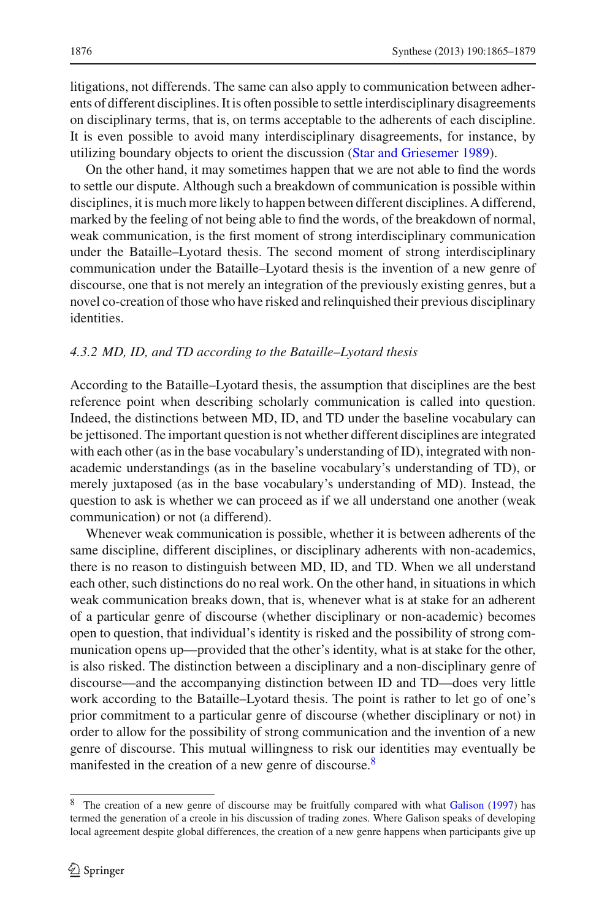litigations, not differends. The same can also apply to communication between adherents of different disciplines. It is often possible to settle interdisciplinary disagreements on disciplinary terms, that is, on terms acceptable to the adherents of each discipline. It is even possible to avoid many interdisciplinary disagreements, for instance, by utilizing boundary objects to orient the discussion (Star and Griesemer 1989).

On the other hand, it may sometimes happen that we are not able to find the words to settle our dispute. Although such a breakdown of communication is possible within disciplines, it is much more likely to happen between different disciplines. A differend, marked by the feeling of not being able to find the words, of the breakdown of normal, weak communication, is the first moment of strong interdisciplinary communication under the Bataille–Lyotard thesis. The second moment of strong interdisciplinary communication under the Bataille–Lyotard thesis is the invention of a new genre of discourse, one that is not merely an integration of the previously existing genres, but a novel co-creation of those who have risked and relinquished their previous disciplinary identities.

#### *4.3.2 MD, ID, and TD according to the Bataille–Lyotard thesis*

According to the Bataille–Lyotard thesis, the assumption that disciplines are the best reference point when describing scholarly communication is called into question. Indeed, the distinctions between MD, ID, and TD under the baseline vocabulary can be jettisoned. The important question is not whether different disciplines are integrated with each other (as in the base vocabulary's understanding of ID), integrated with non-academic understandings (as in the baseline vocabulary's understanding of TD), or merely juxtaposed (as in the base vocabulary's understanding of MD). Instead, the question to ask is whether we can proceed as if we all understand one another (weak communication) or not (a differend).

Whenever weak communication is possible, whether it is between adherents of the same discipline, different disciplines, or disciplinary adherents with non-academics, there is no reason to distinguish between MD, ID, and TD. When we all understand each other, such distinctions do no real work. On the other hand, in situations in which weak communication breaks down, that is, whenever what is at stake for an adherent of a particular genre of discourse (whether disciplinary or non-academic) becomes open to question, that individual's identity is risked and the possibility of strong communication opens up—provided that the other's identity, what is at stake for the other, is also risked. The distinction between a disciplinary and a non-disciplinary genre of discourse—and the accompanying distinction between ID and TD—does very little work according to the Bataille–Lyotard thesis. The point is rather to let go of one's prior commitment to a particular genre of discourse (whether disciplinary or not) in order to allow for the possibility of strong communication and the invention of a new genre of discourse. This mutual willingness to risk our identities may eventually be manifested in the creation of a new genre of discourse.[8]

[8] The creation of a new genre of discourse may be fruitfully compared with what Galison (1997) has termed the generation of a creole in his discussion of trading zones. Where Galison speaks of developing local agreement despite global differences, the creation of a new genre happens when participants give up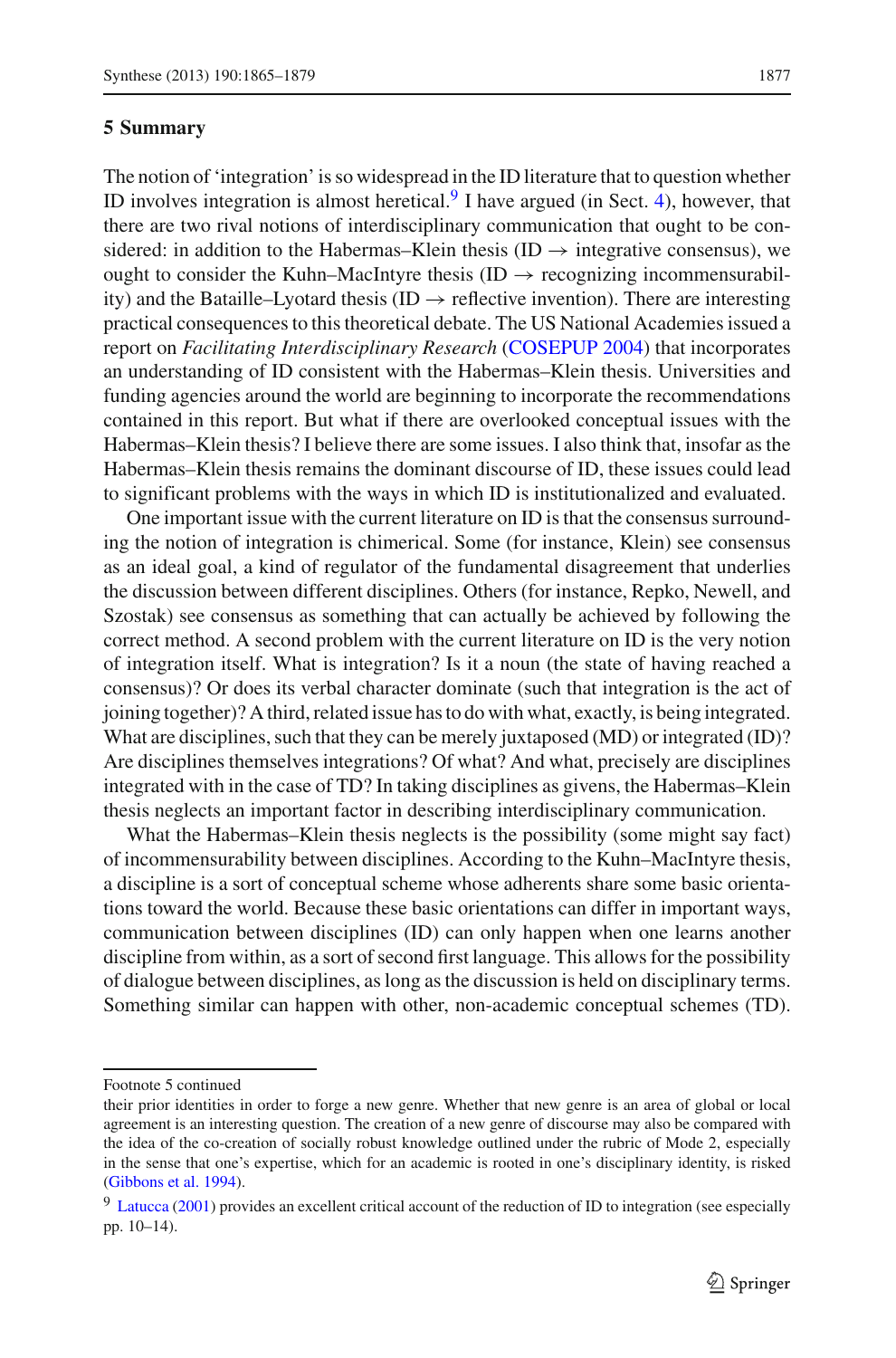## 5 Summary

The notion of 'integration' is so widespread in the ID literature that to question whether ID involves integration is almost heretical.[9] I have argued (in Sect. 4), however, that there are two rival notions of interdisciplinary communication that ought to be considered: in addition to the Habermas–Klein thesis (ID → integrative consensus), we ought to consider the Kuhn–MacIntyre thesis (ID → recognizing incommensurability) and the Bataille–Lyotard thesis (ID → reflective invention). There are interesting practical consequences to this theoretical debate. The US National Academies issued a report on *Facilitating Interdisciplinary Research* (COSEPUP 2004) that incorporates an understanding of ID consistent with the Habermas–Klein thesis. Universities and funding agencies around the world are beginning to incorporate the recommendations contained in this report. But what if there are overlooked conceptual issues with the Habermas–Klein thesis? I believe there are some issues. I also think that, insofar as the Habermas–Klein thesis remains the dominant discourse of ID, these issues could lead to significant problems with the ways in which ID is institutionalized and evaluated.

One important issue with the current literature on ID is that the consensus surrounding the notion of integration is chimerical. Some (for instance, Klein) see consensus as an ideal goal, a kind of regulator of the fundamental disagreement that underlies the discussion between different disciplines. Others (for instance, Repko, Newell, and Szostak) see consensus as something that can actually be achieved by following the correct method. A second problem with the current literature on ID is the very notion of integration itself. What is integration? Is it a noun (the state of having reached a consensus)? Or does its verbal character dominate (such that integration is the act of joining together)? A third, related issue has to do with what, exactly, is being integrated. What are disciplines, such that they can be merely juxtaposed (MD) or integrated (ID)? Are disciplines themselves integrations? Of what? And what, precisely are disciplines integrated with in the case of TD? In taking disciplines as givens, the Habermas–Klein thesis neglects an important factor in describing interdisciplinary communication.

What the Habermas–Klein thesis neglects is the possibility (some might say fact) of incommensurability between disciplines. According to the Kuhn–MacIntyre thesis, a discipline is a sort of conceptual scheme whose adherents share some basic orientations toward the world. Because these basic orientations can differ in important ways, communication between disciplines (ID) can only happen when one learns another discipline from within, as a sort of second first language. This allows for the possibility of dialogue between disciplines, as long as the discussion is held on disciplinary terms. Something similar can happen with other, non-academic conceptual schemes (TD).

---

Footnote 5 continued

their prior identities in order to forge a new genre. Whether that new genre is an area of global or local agreement is an interesting question. The creation of a new genre of discourse may also be compared with the idea of the co-creation of socially robust knowledge outlined under the rubric of Mode 2, especially in the sense that one's expertise, which for an academic is rooted in one's disciplinary identity, is risked (Gibbons et al. 1994).

[9] Latucca (2001) provides an excellent critical account of the reduction of ID to integration (see especially pp. 10–14).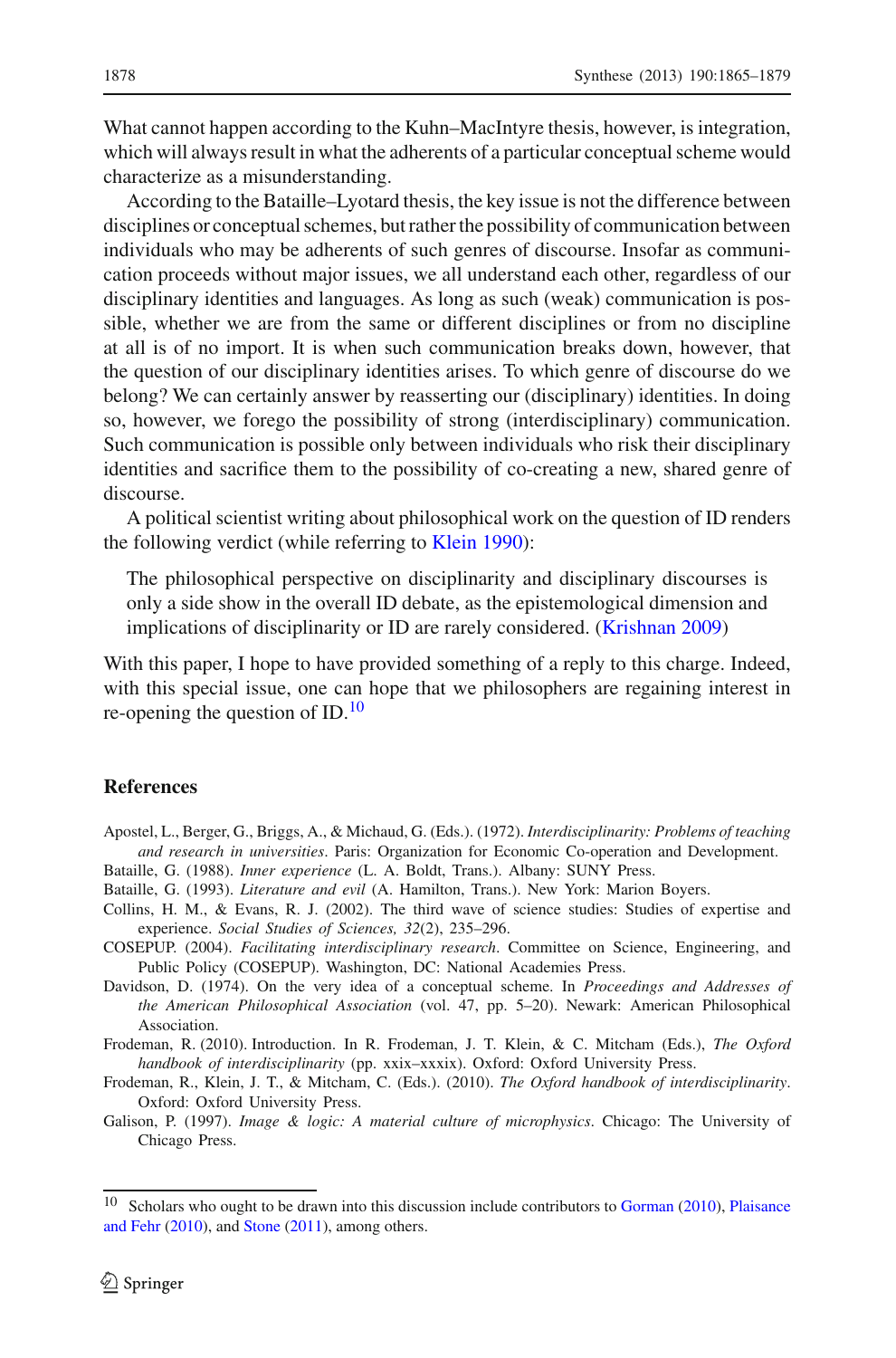What cannot happen according to the Kuhn–MacIntyre thesis, however, is integration, which will always result in what the adherents of a particular conceptual scheme would characterize as a misunderstanding.

According to the Bataille–Lyotard thesis, the key issue is not the difference between disciplines or conceptual schemes, but rather the possibility of communication between individuals who may be adherents of such genres of discourse. Insofar as communication proceeds without major issues, we all understand each other, regardless of our disciplinary identities and languages. As long as such (weak) communication is possible, whether we are from the same or different disciplines or from no discipline at all is of no import. It is when such communication breaks down, however, that the question of our disciplinary identities arises. To which genre of discourse do we belong? We can certainly answer by reasserting our (disciplinary) identities. In doing so, however, we forego the possibility of strong (interdisciplinary) communication. Such communication is possible only between individuals who risk their disciplinary identities and sacrifice them to the possibility of co-creating a new, shared genre of discourse.

A political scientist writing about philosophical work on the question of ID renders the following verdict (while referring to Klein 1990):

> The philosophical perspective on disciplinarity and disciplinary discourses is only a side show in the overall ID debate, as the epistemological dimension and implications of disciplinarity or ID are rarely considered. (Krishnan 2009)

With this paper, I hope to have provided something of a reply to this charge. Indeed, with this special issue, one can hope that we philosophers are regaining interest in re-opening the question of ID.[10]

## References

Apostel, L., Berger, G., Briggs, A., & Michaud, G. (Eds.). (1972). *Interdisciplinarity: Problems of teaching and research in universities*. Paris: Organization for Economic Co-operation and Development.

Bataille, G. (1988). *Inner experience* (L. A. Boldt, Trans.). Albany: SUNY Press.

Bataille, G. (1993). *Literature and evil* (A. Hamilton, Trans.). New York: Marion Boyers.

Collins, H. M., & Evans, R. J. (2002). The third wave of science studies: Studies of expertise and experience. *Social Studies of Sciences, 32*(2), 235–296.

COSEPUP. (2004). *Facilitating interdisciplinary research*. Committee on Science, Engineering, and Public Policy (COSEPUP). Washington, DC: National Academies Press.

Davidson, D. (1974). On the very idea of a conceptual scheme. In *Proceedings and Addresses of the American Philosophical Association* (vol. 47, pp. 5–20). Newark: American Philosophical Association.

Frodeman, R. (2010). Introduction. In R. Frodeman, J. T. Klein, & C. Mitcham (Eds.), *The Oxford handbook of interdisciplinarity* (pp. xxix–xxxix). Oxford: Oxford University Press.

Frodeman, R., Klein, J. T., & Mitcham, C. (Eds.). (2010). *The Oxford handbook of interdisciplinarity*. Oxford: Oxford University Press.

Galison, P. (1997). *Image & logic: A material culture of microphysics*. Chicago: The University of Chicago Press.

---

[10] Scholars who ought to be drawn into this discussion include contributors to Gorman (2010), Plaisance and Fehr (2010), and Stone (2011), among others.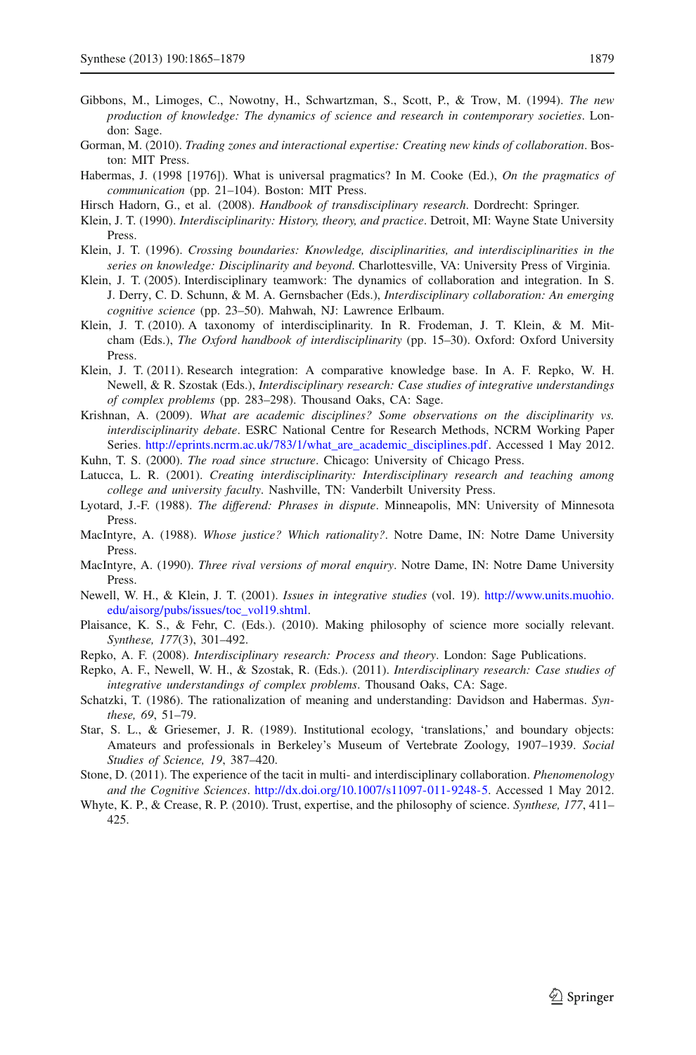Gibbons, M., Limoges, C., Nowotny, H., Schwartzman, S., Scott, P., & Trow, M. (1994). *The new production of knowledge: The dynamics of science and research in contemporary societies*. London: Sage.

Gorman, M. (2010). *Trading zones and interactional expertise: Creating new kinds of collaboration*. Boston: MIT Press.

Habermas, J. (1998 [1976]). What is universal pragmatics? In M. Cooke (Ed.), *On the pragmatics of communication* (pp. 21–104). Boston: MIT Press.

Hirsch Hadorn, G., et al. (2008). *Handbook of transdisciplinary research*. Dordrecht: Springer.

Klein, J. T. (1990). *Interdisciplinarity: History, theory, and practice*. Detroit, MI: Wayne State University Press.

Klein, J. T. (1996). *Crossing boundaries: Knowledge, disciplinarities, and interdisciplinarities in the series on knowledge: Disciplinarity and beyond*. Charlottesville, VA: University Press of Virginia.

Klein, J. T. (2005). Interdisciplinary teamwork: The dynamics of collaboration and integration. In S. J. Derry, C. D. Schunn, & M. A. Gernsbacher (Eds.), *Interdisciplinary collaboration: An emerging cognitive science* (pp. 23–50). Mahwah, NJ: Lawrence Erlbaum.

Klein, J. T. (2010). A taxonomy of interdisciplinarity. In R. Frodeman, J. T. Klein, & M. Mitcham (Eds.), *The Oxford handbook of interdisciplinarity* (pp. 15–30). Oxford: Oxford University Press.

Klein, J. T. (2011). Research integration: A comparative knowledge base. In A. F. Repko, W. H. Newell, & R. Szostak (Eds.), *Interdisciplinary research: Case studies of integrative understandings of complex problems* (pp. 283–298). Thousand Oaks, CA: Sage.

Krishnan, A. (2009). *What are academic disciplines? Some observations on the disciplinarity vs. interdisciplinarity debate*. ESRC National Centre for Research Methods, NCRM Working Paper Series. http://eprints.ncrm.ac.uk/783/1/what_are_academic_disciplines.pdf. Accessed 1 May 2012.

Kuhn, T. S. (2000). *The road since structure*. Chicago: University of Chicago Press.

Latucca, L. R. (2001). *Creating interdisciplinarity: Interdisciplinary research and teaching among college and university faculty*. Nashville, TN: Vanderbilt University Press.

Lyotard, J.-F. (1988). *The differend: Phrases in dispute*. Minneapolis, MN: University of Minnesota Press.

MacIntyre, A. (1988). *Whose justice? Which rationality?*. Notre Dame, IN: Notre Dame University Press.

MacIntyre, A. (1990). *Three rival versions of moral enquiry*. Notre Dame, IN: Notre Dame University Press.

Newell, W. H., & Klein, J. T. (2001). *Issues in integrative studies* (vol. 19). http://www.units.muohio.edu/aisorg/pubs/issues/toc_vol19.shtml.

Plaisance, K. S., & Fehr, C. (Eds.). (2010). Making philosophy of science more socially relevant. *Synthese, 177*(3), 301–492.

Repko, A. F. (2008). *Interdisciplinary research: Process and theory*. London: Sage Publications.

Repko, A. F., Newell, W. H., & Szostak, R. (Eds.). (2011). *Interdisciplinary research: Case studies of integrative understandings of complex problems*. Thousand Oaks, CA: Sage.

Schatzki, T. (1986). The rationalization of meaning and understanding: Davidson and Habermas. *Synthese, 69*, 51–79.

Star, S. L., & Griesemer, J. R. (1989). Institutional ecology, 'translations,' and boundary objects: Amateurs and professionals in Berkeley's Museum of Vertebrate Zoology, 1907–1939. *Social Studies of Science, 19*, 387–420.

Stone, D. (2011). The experience of the tacit in multi- and interdisciplinary collaboration. *Phenomenology and the Cognitive Sciences*. http://dx.doi.org/10.1007/s11097-011-9248-5. Accessed 1 May 2012.

Whyte, K. P., & Crease, R. P. (2010). Trust, expertise, and the philosophy of science. *Synthese, 177*, 411–425.